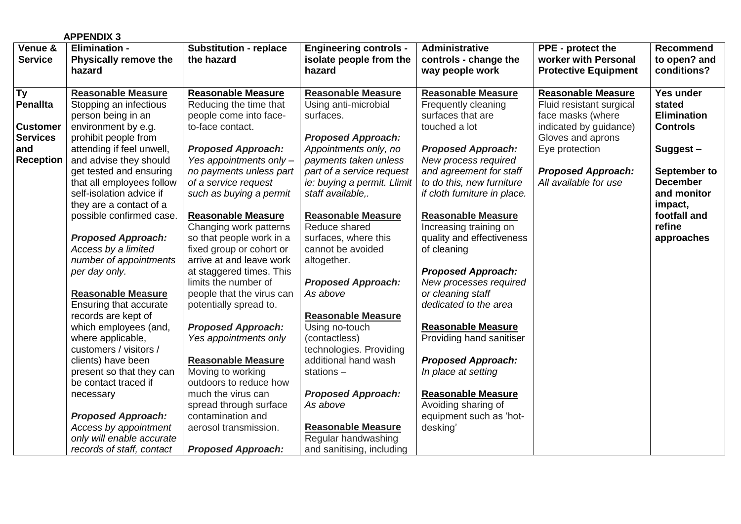**APPENDIX 3**

| Venue & Service | Elimination - Physically remove the hazard | Substitution - replace the hazard | Engineering controls - isolate people from the hazard | Administrative controls - change the way people work | PPE - protect the worker with Personal Protective Equipment | Recommend to open? and conditions? |
|---|---|---|---|---|---|---|
| **Ty Penallta**<br><br>**Customer Services and Reception** | **Reasonable Measure**<br>Stopping an infectious person being in an environment by e.g. prohibit people from attending if feel unwell, and advise they should get tested and ensuring that all employees follow self-isolation advice if they are a contact of a possible confirmed case.<br><br>***Proposed Approach:***<br>*Access by a limited number of appointments per day only.*<br><br>**Reasonable Measure**<br>Ensuring that accurate records are kept of which employees (and, where applicable, customers / visitors / clients) have been present so that they can be contact traced if necessary<br><br>***Proposed Approach:***<br>*Access by appointment only will enable accurate records of staff, contact* | **Reasonable Measure**<br>Reducing the time that people come into face-to-face contact.<br><br>***Proposed Approach:***<br>*Yes appointments only – no payments unless part of a service request such as buying a permit*<br><br>**Reasonable Measure**<br>Changing work patterns so that people work in a fixed group or cohort or arrive at and leave work at staggered times. This limits the number of people that the virus can potentially spread to.<br><br>***Proposed Approach:***<br>*Yes appointments only*<br><br>**Reasonable Measure**<br>Moving to working outdoors to reduce how much the virus can spread through surface contamination and aerosol transmission.<br><br>***Proposed Approach:*** | **Reasonable Measure**<br>Using anti-microbial surfaces.<br><br>***Proposed Approach:***<br>*Appointments only, no payments taken unless part of a service request ie: buying a permit. Llimit staff available,.*<br><br>**Reasonable Measure**<br>Reduce shared surfaces, where this cannot be avoided altogether.<br><br>***Proposed Approach:***<br>*As above*<br><br>**Reasonable Measure**<br>Using no-touch (contactless) technologies. Providing additional hand wash stations –<br><br>***Proposed Approach:***<br>*As above*<br><br>**Reasonable Measure**<br>Regular handwashing and sanitising, including | **Reasonable Measure**<br>Frequently cleaning surfaces that are touched a lot<br><br>***Proposed Approach:***<br>*New process required and agreement for staff to do this, new furniture if cloth furniture in place.*<br><br>**Reasonable Measure**<br>Increasing training on quality and effectiveness of cleaning<br><br>***Proposed Approach:***<br>*New processes required or cleaning staff dedicated to the area*<br><br>**Reasonable Measure**<br>Providing hand sanitiser<br><br>***Proposed Approach:***<br>*In place at setting*<br><br>**Reasonable Measure**<br>Avoiding sharing of equipment such as 'hot-desking' | **Reasonable Measure**<br>Fluid resistant surgical face masks (where indicated by guidance)<br>Gloves and aprons<br>Eye protection<br><br>***Proposed Approach:***<br>*All available for use* | **Yes under stated Elimination Controls**<br><br>**Suggest –**<br><br>**September to December and monitor impact, footfall and refine approaches** |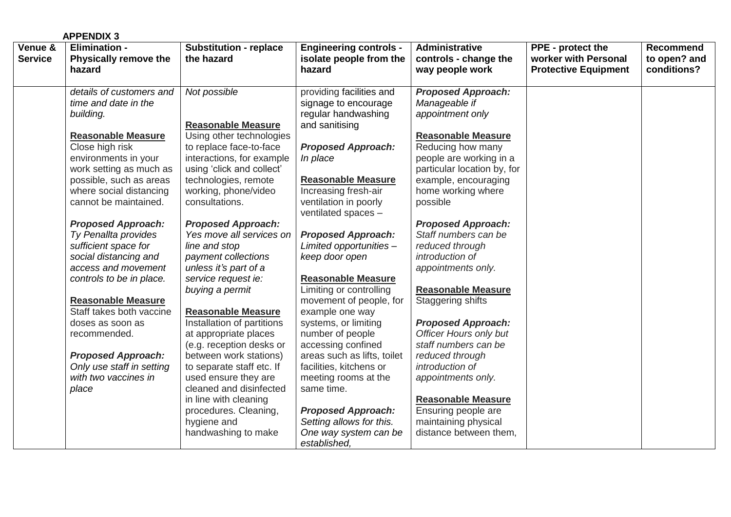**APPENDIX 3**

| Venue & Service | Elimination - Physically remove the hazard | Substitution - replace the hazard | Engineering controls - isolate people from the hazard | Administrative controls - change the way people work | PPE - protect the worker with Personal Protective Equipment | Recommend to open? and conditions? |
|---|---|---|---|---|---|---|
| | *details of customers and time and date in the building.*<br><br>**Reasonable Measure**<br>Close high risk environments in your work setting as much as possible, such as areas where social distancing cannot be maintained.<br><br>***Proposed Approach:***<br>*Ty Penallta provides sufficient space for social distancing and access and movement controls to be in place.*<br><br>**Reasonable Measure**<br>Staff takes both vaccine doses as soon as recommended.<br><br>***Proposed Approach:***<br>*Only use staff in setting with two vaccines in place* | *Not possible*<br><br>**Reasonable Measure**<br>Using other technologies to replace face-to-face interactions, for example using 'click and collect' technologies, remote working, phone/video consultations.<br><br>***Proposed Approach:***<br>*Yes move all services on line and stop payment collections unless it's part of a service request ie: buying a permit*<br><br>**Reasonable Measure**<br>Installation of partitions at appropriate places (e.g. reception desks or between work stations) to separate staff etc. If used ensure they are cleaned and disinfected in line with cleaning procedures. Cleaning, hygiene and handwashing to make | providing facilities and signage to encourage regular handwashing and sanitising<br><br>***Proposed Approach:***<br>*In place*<br><br>**Reasonable Measure**<br>Increasing fresh-air ventilation in poorly ventilated spaces –<br><br>***Proposed Approach:***<br>*Limited opportunities – keep door open*<br><br>**Reasonable Measure**<br>Limiting or controlling movement of people, for example one way systems, or limiting number of people accessing confined areas such as lifts, toilet facilities, kitchens or meeting rooms at the same time.<br><br>***Proposed Approach:***<br>*Setting allows for this. One way system can be established,* | ***Proposed Approach:***<br>*Manageable if appointment only*<br><br>**Reasonable Measure**<br>Reducing how many people are working in a particular location by, for example, encouraging home working where possible<br><br>***Proposed Approach:***<br>*Staff numbers can be reduced through introduction of appointments only.*<br><br>**Reasonable Measure**<br>Staggering shifts<br><br>***Proposed Approach:***<br>*Officer Hours only but staff numbers can be reduced through introduction of appointments only.*<br><br>**Reasonable Measure**<br>Ensuring people are maintaining physical distance between them, | | |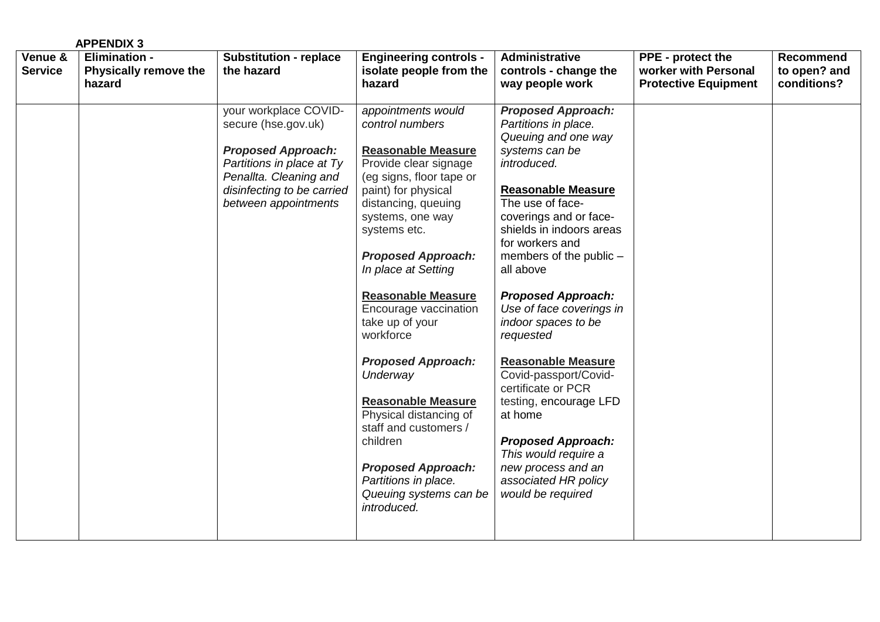**APPENDIX 3**

| Venue & Service | Elimination - Physically remove the hazard | Substitution - replace the hazard | Engineering controls - isolate people from the hazard | Administrative controls - change the way people work | PPE - protect the worker with Personal Protective Equipment | Recommend to open? and conditions? |
|---|---|---|---|---|---|---|
| | | your workplace COVID-secure (hse.gov.uk)<br><br>***Proposed Approach:***<br>*Partitions in place at Ty Penallta. Cleaning and disinfecting to be carried between appointments* | *appointments would control numbers*<br><br>**Reasonable Measure**<br>Provide clear signage (eg signs, floor tape or paint) for physical distancing, queuing systems, one way systems etc.<br><br>***Proposed Approach:***<br>*In place at Setting*<br><br>**Reasonable Measure**<br>Encourage vaccination take up of your workforce<br><br>***Proposed Approach:***<br>*Underway*<br><br>**Reasonable Measure**<br>Physical distancing of staff and customers / children<br><br>***Proposed Approach:***<br>*Partitions in place. Queuing systems can be introduced.* | ***Proposed Approach:***<br>*Partitions in place. Queuing and one way systems can be introduced.*<br><br>**Reasonable Measure**<br>The use of face-coverings and or face-shields in indoors areas for workers and members of the public – all above<br><br>***Proposed Approach:***<br>*Use of face coverings in indoor spaces to be requested*<br><br>**Reasonable Measure**<br>Covid-passport/Covid-certificate or PCR testing, encourage LFD at home<br><br>***Proposed Approach:***<br>*This would require a new process and an associated HR policy would be required* | | |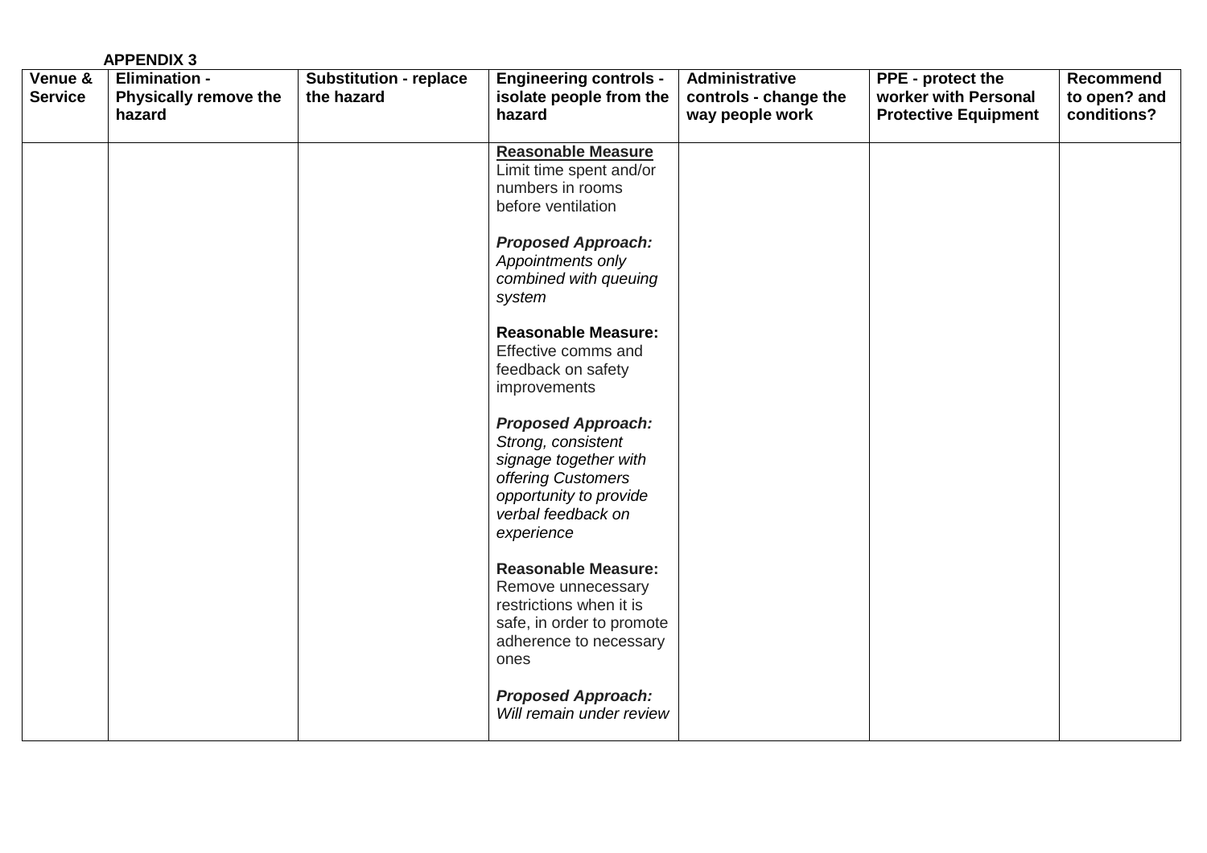**APPENDIX 3**

| Venue & Service | Elimination - Physically remove the hazard | Substitution - replace the hazard | Engineering controls - isolate people from the hazard | Administrative controls - change the way people work | PPE - protect the worker with Personal Protective Equipment | Recommend to open? and conditions? |
|---|---|---|---|---|---|---|
| | | | **Reasonable Measure** Limit time spent and/or numbers in rooms before ventilation<br><br>***Proposed Approach:*** *Appointments only combined with queuing system*<br><br>**Reasonable Measure:** Effective comms and feedback on safety improvements<br><br>***Proposed Approach:*** *Strong, consistent signage together with offering Customers opportunity to provide verbal feedback on experience*<br><br>**Reasonable Measure:** Remove unnecessary restrictions when it is safe, in order to promote adherence to necessary ones<br><br>***Proposed Approach:*** *Will remain under review* | | | |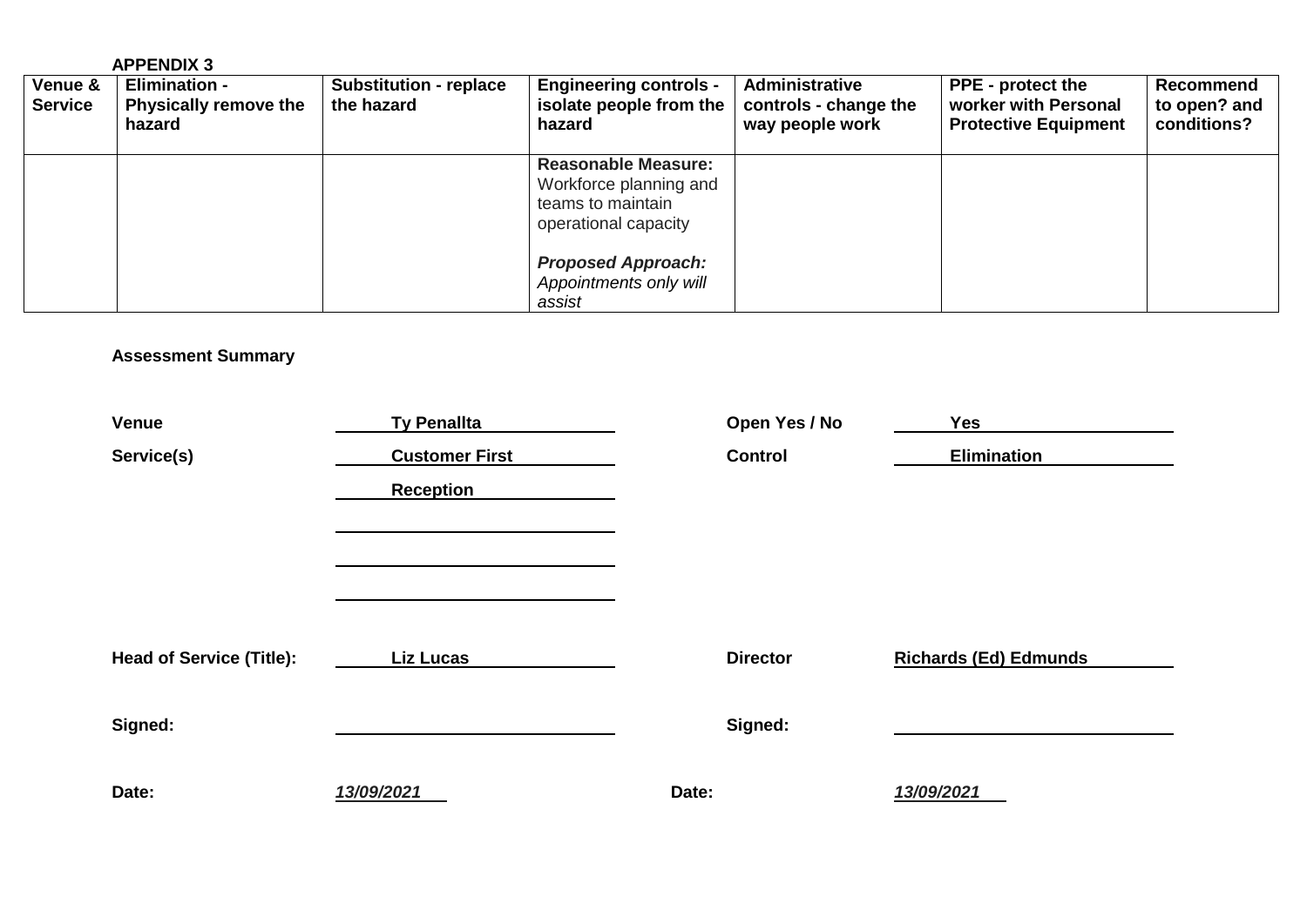**APPENDIX 3**

| Venue & Service | Elimination - Physically remove the hazard | Substitution - replace the hazard | Engineering controls - isolate people from the hazard | Administrative controls - change the way people work | PPE - protect the worker with Personal Protective Equipment | Recommend to open? and conditions? |
|---|---|---|---|---|---|---|
| | | | **Reasonable Measure:** Workforce planning and teams to maintain operational capacity<br><br>***Proposed Approach:*** *Appointments only will assist* | | | |

**Assessment Summary**

**Venue** Ty Penallta

**Open Yes / No** Yes

**Service(s)** Customer First

Reception

**Control** Elimination

**Head of Service (Title):** Liz Lucas

**Director** Richards (Ed) Edmunds

**Signed:**

**Signed:**

**Date:** *13/09/2021*

**Date:** *13/09/2021*